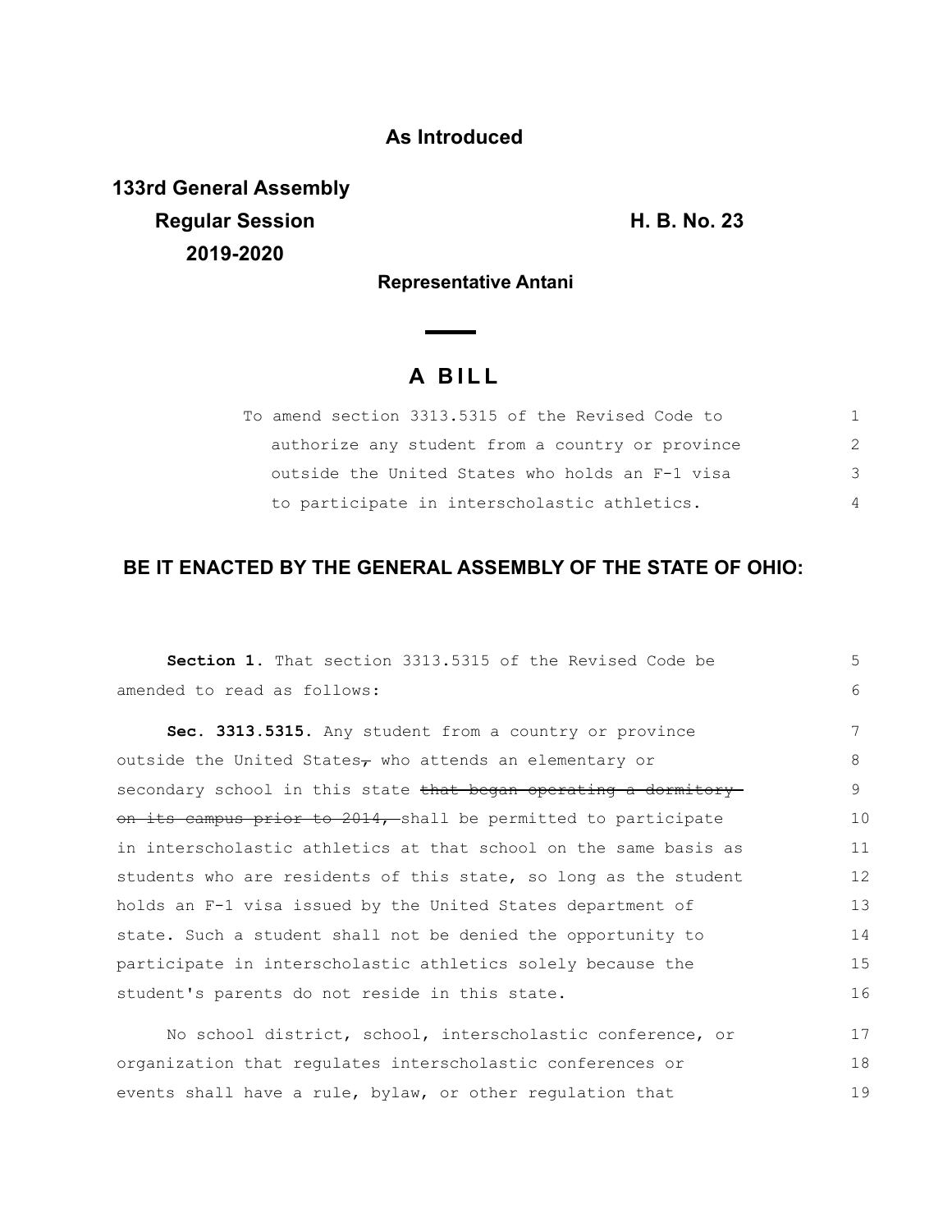**As Introduced**

**133rd General Assembly**
**Regular Session** **H. B. No. 23**
**2019-2020**

**Representative Antani**

# A BILL

To amend section 3313.5315 of the Revised Code to authorize any student from a country or province outside the United States who holds an F-1 visa to participate in interscholastic athletics.

**BE IT ENACTED BY THE GENERAL ASSEMBLY OF THE STATE OF OHIO:**

**Section 1.** That section 3313.5315 of the Revised Code be amended to read as follows:

**Sec. 3313.5315.** Any student from a country or province outside the United States~~,~~ who attends an elementary or secondary school in this state ~~that began operating a dormitory on its campus prior to 2014,~~ shall be permitted to participate in interscholastic athletics at that school on the same basis as students who are residents of this state, so long as the student holds an F-1 visa issued by the United States department of state. Such a student shall not be denied the opportunity to participate in interscholastic athletics solely because the student's parents do not reside in this state.

No school district, school, interscholastic conference, or organization that regulates interscholastic conferences or events shall have a rule, bylaw, or other regulation that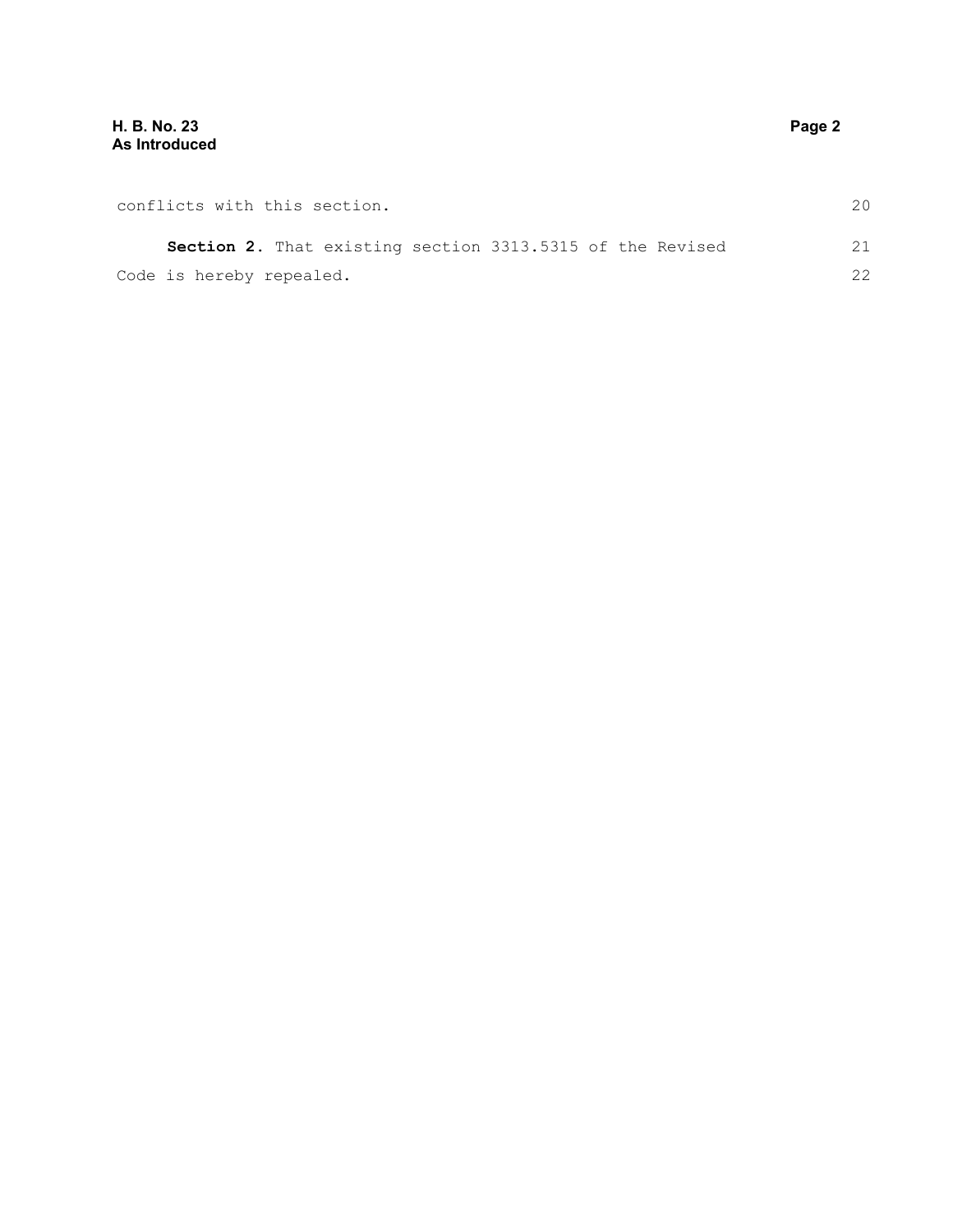conflicts with this section.

**Section 2.** That existing section 3313.5315 of the Revised Code is hereby repealed.